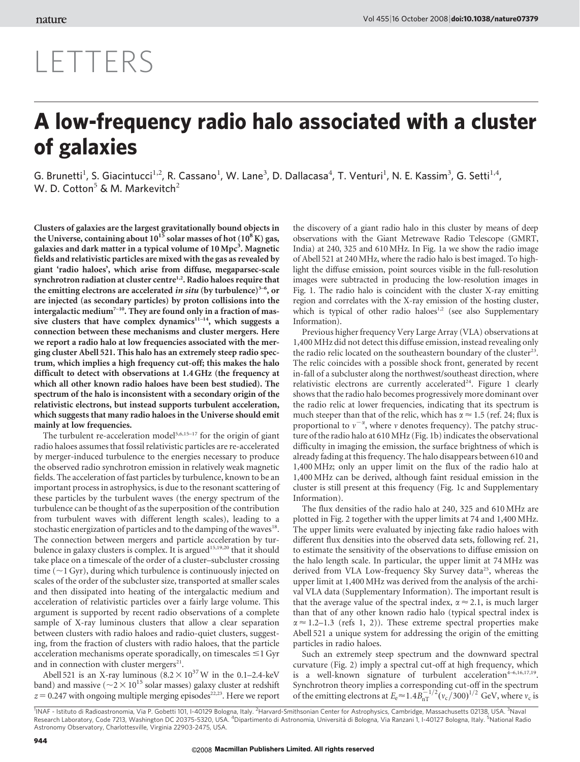# LETTERS

# A low-frequency radio halo associated with a cluster of galaxies

G. Brunetti[1], S. Giacintucci[1,2], R. Cassano[1], W. Lane[3], D. Dallacasa[4], T. Venturi[1], N. E. Kassim[3], G. Setti[1,4], W. D. Cotton[5] & M. Markevitch[2]

**Clusters of galaxies are the largest gravitationally bound objects in the Universe, containing about $10^{15}$ solar masses of hot ($10^8$ K) gas, galaxies and dark matter in a typical volume of 10 Mpc$^3$. Magnetic fields and relativistic particles are mixed with the gas as revealed by giant 'radio haloes', which arise from diffuse, megaparsec-scale synchrotron radiation at cluster centre[1,2]. Radio haloes require that the emitting electrons are accelerated *in situ* (by turbulence)[3–6], or are injected (as secondary particles) by proton collisions into the intergalactic medium[7–10]. They are found only in a fraction of massive clusters that have complex dynamics[11–14], which suggests a connection between these mechanisms and cluster mergers. Here we report a radio halo at low frequencies associated with the merging cluster Abell 521. This halo has an extremely steep radio spectrum, which implies a high frequency cut-off; this makes the halo difficult to detect with observations at 1.4 GHz (the frequency at which all other known radio haloes have been best studied). The spectrum of the halo is inconsistent with a secondary origin of the relativistic electrons, but instead supports turbulent acceleration, which suggests that many radio haloes in the Universe should emit mainly at low frequencies.**

The turbulent re-acceleration model[5,6,15–17] for the origin of giant radio haloes assumes that fossil relativistic particles are re-accelerated by merger-induced turbulence to the energies necessary to produce the observed radio synchrotron emission in relatively weak magnetic fields. The acceleration of fast particles by turbulence, known to be an important process in astrophysics, is due to the resonant scattering of these particles by the turbulent waves (the energy spectrum of the turbulence can be thought of as the superposition of the contribution from turbulent waves with different length scales), leading to a stochastic energization of particles and to the damping of the waves[18]. The connection between mergers and particle acceleration by turbulence in galaxy clusters is complex. It is argued[15,19,20] that it should take place on a timescale of the order of a cluster–subcluster crossing time (~1 Gyr), during which turbulence is continuously injected on scales of the order of the subcluster size, transported at smaller scales and then dissipated into heating of the intergalactic medium and acceleration of relativistic particles over a fairly large volume. This argument is supported by recent radio observations of a complete sample of X-ray luminous clusters that allow a clear separation between clusters with radio haloes and radio-quiet clusters, suggesting, from the fraction of clusters with radio haloes, that the particle acceleration mechanisms operate sporadically, on timescales ≤1 Gyr and in connection with cluster mergers[21].

Abell 521 is an X-ray luminous ($8.2 \times 10^{37}$ W in the 0.1–2.4-keV band) and massive (~$2 \times 10^{15}$ solar masses) galaxy cluster at redshift $z = 0.247$ with ongoing multiple merging episodes[22,23]. Here we report the discovery of a giant radio halo in this cluster by means of deep observations with the Giant Metrewave Radio Telescope (GMRT, India) at 240, 325 and 610 MHz. In Fig. 1a we show the radio image of Abell 521 at 240 MHz, where the radio halo is best imaged. To highlight the diffuse emission, point sources visible in the full-resolution images were subtracted in producing the low-resolution images in Fig. 1. The radio halo is coincident with the cluster X-ray emitting region and correlates with the X-ray emission of the hosting cluster, which is typical of other radio haloes[1,2] (see also Supplementary Information).

Previous higher frequency Very Large Array (VLA) observations at 1,400 MHz did not detect this diffuse emission, instead revealing only the radio relic located on the southeastern boundary of the cluster[23]. The relic coincides with a possible shock front, generated by recent in-fall of a subcluster along the northwest/southeast direction, where relativistic electrons are currently accelerated[24]. Figure 1 clearly shows that the radio halo becomes progressively more dominant over the radio relic at lower frequencies, indicating that its spectrum is much steeper than that of the relic, which has $\alpha \approx 1.5$ (ref. 24; flux is proportional to $\nu^{-\alpha}$, where $\nu$ denotes frequency). The patchy structure of the radio halo at 610 MHz (Fig. 1b) indicates the observational difficulty in imaging the emission, the surface brightness of which is already fading at this frequency. The halo disappears between 610 and 1,400 MHz; only an upper limit on the flux of the radio halo at 1,400 MHz can be derived, although faint residual emission in the cluster is still present at this frequency (Fig. 1c and Supplementary Information).

The flux densities of the radio halo at 240, 325 and 610 MHz are plotted in Fig. 2 together with the upper limits at 74 and 1,400 MHz. The upper limits were evaluated by injecting fake radio haloes with different flux densities into the observed data sets, following ref. 21, to estimate the sensitivity of the observations to diffuse emission on the halo length scale. In particular, the upper limit at 74 MHz was derived from VLA Low-frequency Sky Survey data[25], whereas the upper limit at 1,400 MHz was derived from the analysis of the archival VLA data (Supplementary Information). The important result is that the average value of the spectral index, $\alpha \approx 2.1$, is much larger than that of any other known radio halo (typical spectral index is $\alpha \approx 1.2$–1.3 (refs 1, 2)). These extreme spectral properties make Abell 521 a unique system for addressing the origin of the emitting particles in radio haloes.

Such an extremely steep spectrum and the downward spectral curvature (Fig. 2) imply a spectral cut-off at high frequency, which is a well-known signature of turbulent acceleration[4–6,16,17,19]. Synchrotron theory implies a corresponding cut-off in the spectrum of the emitting electrons at $E_e \approx 1.4 B_{nT}^{-1/2} (\nu_c/300)^{1/2}$ GeV, where $\nu_c$ is

[1]INAF - Istituto di Radioastronomia, Via P. Gobetti 101, I-40129 Bologna, Italy. [2]Harvard-Smithsonian Center for Astrophysics, Cambridge, Massachusetts 02138, USA. [3]Naval Research Laboratory, Code 7213, Washington DC 20375-5320, USA. [4]Dipartimento di Astronomia, Università di Bologna, Via Ranzani 1, I-40127 Bologna, Italy. [5]National Radio Astronomy Observatory, Charlottesville, Virginia 22903-2475, USA.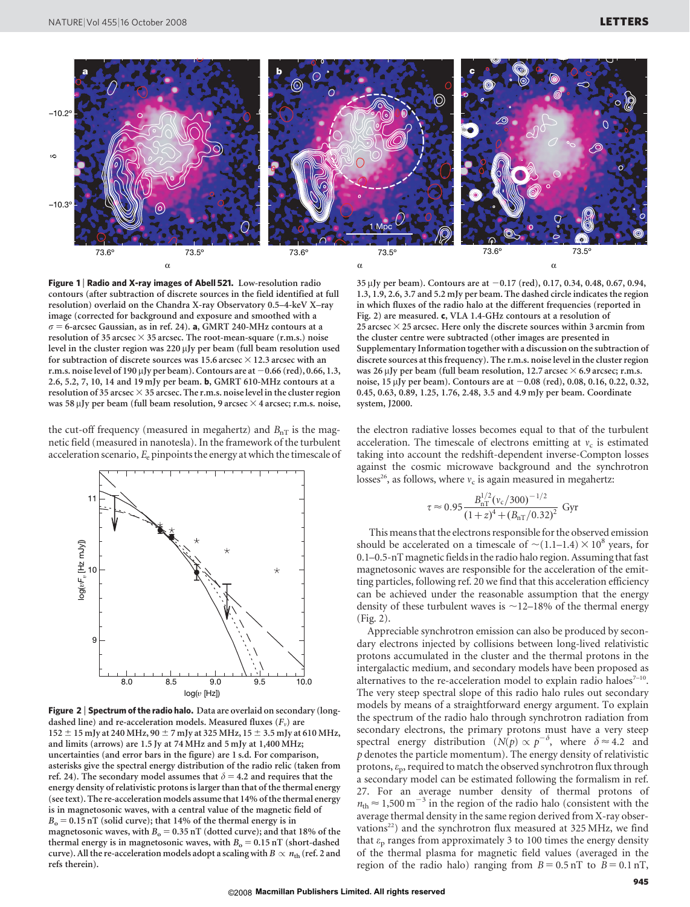**Figure 1 | Radio and X-ray images of Abell 521.** Low-resolution radio contours (after subtraction of discrete sources in the field identified at full resolution) overlaid on the Chandra X-ray Observatory 0.5–4-keV X-ray image (corrected for background and exposure and smoothed with a $\sigma = 6$-arcsec Gaussian, as in ref. 24). **a**, GMRT 240-MHz contours at a resolution of 35 arcsec × 35 arcsec. The root-mean-square (r.m.s.) noise level in the cluster region was 220 μJy per beam (full beam resolution used for subtraction of discrete sources was 15.6 arcsec × 12.3 arcsec with an r.m.s. noise level of 190 μJy per beam). Contours are at −0.66 (red), 0.66, 1.3, 2.6, 5.2, 7, 10, 14 and 19 mJy per beam. **b**, GMRT 610-MHz contours at a resolution of 35 arcsec × 35 arcsec. The r.m.s. noise level in the cluster region was 58 μJy per beam (full beam resolution, 9 arcsec × 4 arcsec; r.m.s. noise, 35 μJy per beam). Contours are at −0.17 (red), 0.17, 0.34, 0.48, 0.67, 0.94, 1.3, 1.9, 2.6, 3.7 and 5.2 mJy per beam. The dashed circle indicates the region in which fluxes of the radio halo at the different frequencies (reported in Fig. 2) are measured. **c**, VLA 1.4-GHz contours at a resolution of 25 arcsec × 25 arcsec. Here only the discrete sources within 3 arcmin from the cluster centre were subtracted (other images are presented in Supplementary Information together with a discussion on the subtraction of discrete sources at this frequency). The r.m.s. noise level in the cluster region was 26 μJy per beam (full beam resolution, 12.7 arcsec × 6.9 arcsec; r.m.s. noise, 15 μJy per beam). Contours are at −0.08 (red), 0.08, 0.16, 0.22, 0.32, 0.45, 0.63, 0.89, 1.25, 1.76, 2.48, 3.5 and 4.9 mJy per beam. Coordinate system, J2000.

the cut-off frequency (measured in megahertz) and $B_{\rm nT}$ is the magnetic field (measured in nanotesla). In the framework of the turbulent acceleration scenario, $E_{\rm e}$ pinpoints the energy at which the timescale of the electron radiative losses becomes equal to that of the turbulent acceleration. The timescale of electrons emitting at $\nu_{\rm c}$ is estimated taking into account the redshift-dependent inverse-Compton losses against the cosmic microwave background and the synchrotron losses[26], as follows, where $\nu_{\rm c}$ is again measured in megahertz:

$$\tau \approx 0.95 \frac{B_{\rm nT}^{1/2}(\nu_{\rm c}/300)^{-1/2}}{(1+z)^4 + (B_{\rm nT}/0.32)^2}\ {\rm Gyr}$$

This means that the electrons responsible for the observed emission should be accelerated on a timescale of $\sim(1.1–1.4) \times 10^8$ years, for 0.1–0.5-nT magnetic fields in the radio halo region. Assuming that fast magnetosonic waves are responsible for the acceleration of the emitting particles, following ref. 20 we find that this acceleration efficiency can be achieved under the reasonable assumption that the energy density of these turbulent waves is ~12–18% of the thermal energy (Fig. 2).

Appreciable synchrotron emission can also be produced by secondary electrons injected by collisions between long-lived relativistic protons accumulated in the cluster and the thermal protons in the intergalactic medium, and secondary models have been proposed as alternatives to the re-acceleration model to explain radio haloes[7–10]. The very steep spectral slope of this radio halo rules out secondary models by means of a straightforward energy argument. To explain the spectrum of the radio halo through synchrotron radiation from secondary electrons, the primary protons must have a very steep spectral energy distribution ($N(p) \propto p^{-\delta}$, where $\delta \approx 4.2$ and $p$ denotes the particle momentum). The energy density of relativistic protons, $\varepsilon_{\rm p}$, required to match the observed synchrotron flux through a secondary model can be estimated following the formalism in ref. 27. For an average number density of thermal protons of $n_{\rm th} \approx 1{,}500\ {\rm m}^{-3}$ in the region of the radio halo (consistent with the average thermal density in the same region derived from X-ray observations[22]) and the synchrotron flux measured at 325 MHz, we find that $\varepsilon_{\rm p}$ ranges from approximately 3 to 100 times the energy density of the thermal plasma for magnetic field values (averaged in the region of the radio halo) ranging from $B = 0.5$ nT to $B = 0.1$ nT,

**Figure 2 | Spectrum of the radio halo.** Data are overlaid on secondary (long-dashed line) and re-acceleration models. Measured fluxes ($F_\nu$) are 152 ± 15 mJy at 240 MHz, 90 ± 7 mJy at 325 MHz, 15 ± 3.5 mJy at 610 MHz, and limits (arrows) are 1.5 Jy at 74 MHz and 5 mJy at 1,400 MHz; uncertainties (and error bars in the figure) are 1 s.d. For comparison, asterisks give the spectral energy distribution of the radio relic (taken from ref. 24). The secondary model assumes that $\delta = 4.2$ and requires that the energy density of relativistic protons is larger than that of the thermal energy (see text). The re-acceleration models assume that 14% of the thermal energy is in magnetosonic waves, with a central value of the magnetic field of $B_{\rm o} = 0.15$ nT (solid curve); that 14% of the thermal energy is in magnetosonic waves, with $B_{\rm o} = 0.35$ nT (dotted curve); and that 18% of the thermal energy is in magnetosonic waves, with $B_{\rm o} = 0.15$ nT (short-dashed curve). All the re-acceleration models adopt a scaling with $B \propto n_{\rm th}$ (ref. 2 and refs therein).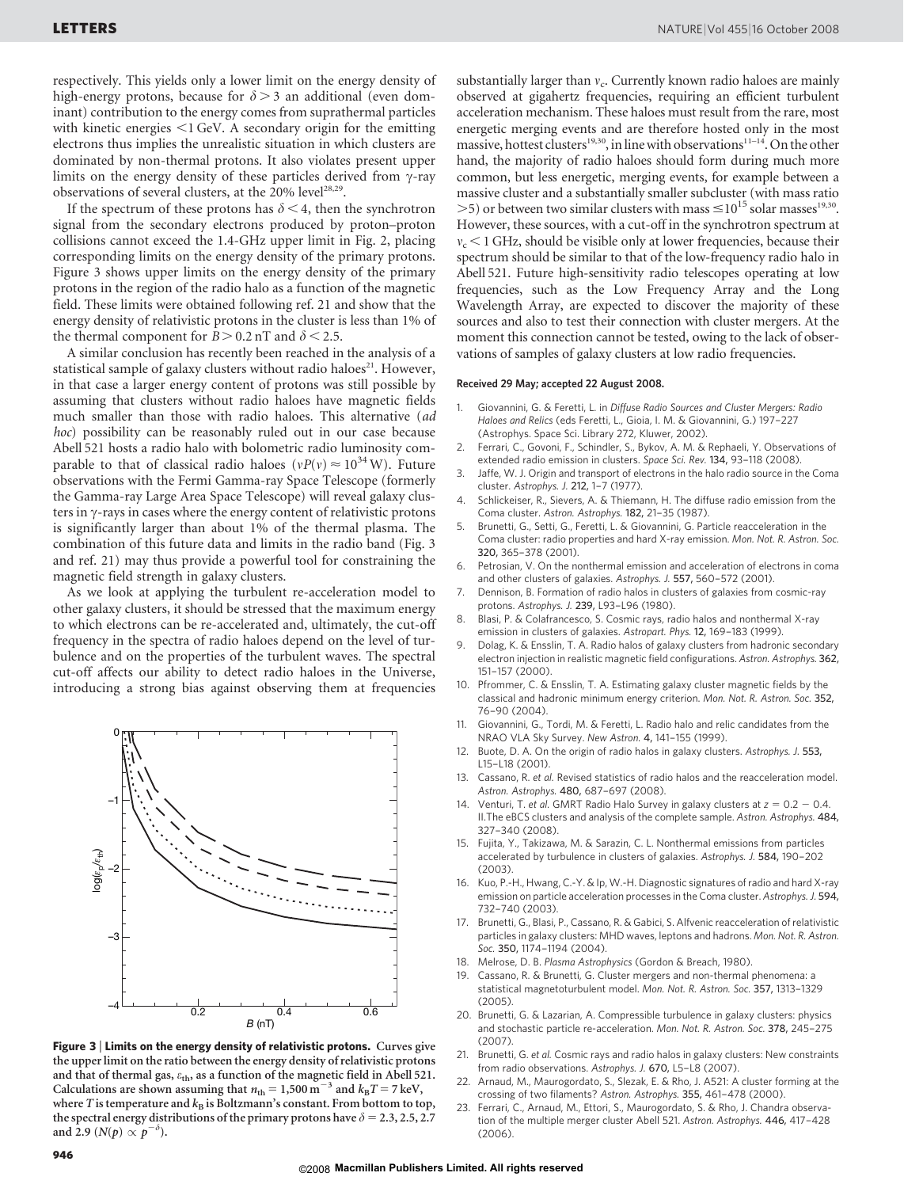respectively. This yields only a lower limit on the energy density of high-energy protons, because for $\delta > 3$ an additional (even dominant) contribution to the energy comes from suprathermal particles with kinetic energies $<1$ GeV. A secondary origin for the emitting electrons thus implies the unrealistic situation in which clusters are dominated by non-thermal protons. It also violates present upper limits on the energy density of these particles derived from $\gamma$-ray observations of several clusters, at the 20% level[28,29].

If the spectrum of these protons has $\delta < 4$, then the synchrotron signal from the secondary electrons produced by proton–proton collisions cannot exceed the 1.4-GHz upper limit in Fig. 2, placing corresponding limits on the energy density of the primary protons. Figure 3 shows upper limits on the energy density of the primary protons in the region of the radio halo as a function of the magnetic field. These limits were obtained following ref. 21 and show that the energy density of relativistic protons in the cluster is less than 1% of the thermal component for $B > 0.2$ nT and $\delta < 2.5$.

A similar conclusion has recently been reached in the analysis of a statistical sample of galaxy clusters without radio haloes[21]. However, in that case a larger energy content of protons was still possible by assuming that clusters without radio haloes have magnetic fields much smaller than those with radio haloes. This alternative (*ad hoc*) possibility can be reasonably ruled out in our case because Abell 521 hosts a radio halo with bolometric radio luminosity comparable to that of classical radio haloes ($\nu P(\nu) \approx 10^{34}$ W). Future observations with the Fermi Gamma-ray Space Telescope (formerly the Gamma-ray Large Area Space Telescope) will reveal galaxy clusters in $\gamma$-rays in cases where the energy content of relativistic protons is significantly larger than about 1% of the thermal plasma. The combination of this future data and limits in the radio band (Fig. 3 and ref. 21) may thus provide a powerful tool for constraining the magnetic field strength in galaxy clusters.

As we look at applying the turbulent re-acceleration model to other galaxy clusters, it should be stressed that the maximum energy to which electrons can be re-accelerated and, ultimately, the cut-off frequency in the spectra of radio haloes depend on the level of turbulence and on the properties of the turbulent waves. The spectral cut-off affects our ability to detect radio haloes in the Universe, introducing a strong bias against observing them at frequencies substantially larger than $\nu_c$. Currently known radio haloes are mainly observed at gigahertz frequencies, requiring an efficient turbulent acceleration mechanism. These haloes must result from the rare, most energetic merging events and are therefore hosted only in the most massive, hottest clusters[19,30], in line with observations[11–14]. On the other hand, the majority of radio haloes should form during much more common, but less energetic, merging events, for example between a massive cluster and a substantially smaller subcluster (with mass ratio $>5$) or between two similar clusters with mass $\leq 10^{15}$ solar masses[19,30]. However, these sources, with a cut-off in the synchrotron spectrum at $\nu_c < 1$ GHz, should be visible only at lower frequencies, because their spectrum should be similar to that of the low-frequency radio halo in Abell 521. Future high-sensitivity radio telescopes operating at low frequencies, such as the Low Frequency Array and the Long Wavelength Array, are expected to discover the majority of these sources and also to test their connection with cluster mergers. At the moment this connection cannot be tested, owing to the lack of observations of samples of galaxy clusters at low radio frequencies.

**Figure 3 | Limits on the energy density of relativistic protons.** Curves give the upper limit on the ratio between the energy density of relativistic protons and that of thermal gas, $\varepsilon_{th}$, as a function of the magnetic field in Abell 521. Calculations are shown assuming that $n_{th} = 1{,}500\ m^{-3}$ and $k_B T = 7$ keV, where $T$ is temperature and $k_B$ is Boltzmann's constant. From bottom to top, the spectral energy distributions of the primary protons have $\delta = 2.3, 2.5, 2.7$ and 2.9 ($N(p) \propto p^{-\delta}$).

**Received 29 May; accepted 22 August 2008.**

1. Giovannini, G. & Feretti, L. in *Diffuse Radio Sources and Cluster Mergers: Radio Haloes and Relics* (eds Feretti, L., Gioia, I. M. & Giovannini, G.) 197–227 (Astrophys. Space Sci. Library 272, Kluwer, 2002).
2. Ferrari, C., Govoni, F., Schindler, S., Bykov, A. M. & Rephaeli, Y. Observations of extended radio emission in clusters. *Space Sci. Rev.* **134**, 93–118 (2008).
3. Jaffe, W. J. Origin and transport of electrons in the halo radio source in the Coma cluster. *Astrophys. J.* **212**, 1–7 (1977).
4. Schlickeiser, R., Sievers, A. & Thiemann, H. The diffuse radio emission from the Coma cluster. *Astron. Astrophys.* **182**, 21–35 (1987).
5. Brunetti, G., Setti, G., Feretti, L. & Giovannini, G. Particle reacceleration in the Coma cluster: radio properties and hard X-ray emission. *Mon. Not. R. Astron. Soc.* **320**, 365–378 (2001).
6. Petrosian, V. On the nonthermal emission and acceleration of electrons in coma and other clusters of galaxies. *Astrophys. J.* **557**, 560–572 (2001).
7. Dennison, B. Formation of radio halos in clusters of galaxies from cosmic-ray protons. *Astrophys. J.* **239**, L93–L96 (1980).
8. Blasi, P. & Colafrancesco, S. Cosmic rays, radio halos and nonthermal X-ray emission in clusters of galaxies. *Astropart. Phys.* **12**, 169–183 (1999).
9. Dolag, K. & Ensslin, T. A. Radio halos of galaxy clusters from hadronic secondary electron injection in realistic magnetic field configurations. *Astron. Astrophys.* **362**, 151–157 (2000).
10. Pfrommer, C. & Ensslin, T. A. Estimating galaxy cluster magnetic fields by the classical and hadronic minimum energy criterion. *Mon. Not. R. Astron. Soc.* **352**, 76–90 (2004).
11. Giovannini, G., Tordi, M. & Feretti, L. Radio halo and relic candidates from the NRAO VLA Sky Survey. *New Astron.* **4**, 141–155 (1999).
12. Buote, D. A. On the origin of radio halos in galaxy clusters. *Astrophys. J.* **553**, L15–L18 (2001).
13. Cassano, R. *et al.* Revised statistics of radio halos and the reacceleration model. *Astron. Astrophys.* **480**, 687–697 (2008).
14. Venturi, T. *et al.* GMRT Radio Halo Survey in galaxy clusters at $z = 0.2 - 0.4$. II.The eBCS clusters and analysis of the complete sample. *Astron. Astrophys.* **484**, 327–340 (2008).
15. Fujita, Y., Takizawa, M. & Sarazin, C. L. Nonthermal emissions from particles accelerated by turbulence in clusters of galaxies. *Astrophys. J.* **584**, 190–202 (2003).
16. Kuo, P.-H., Hwang, C.-Y. & Ip, W.-H. Diagnostic signatures of radio and hard X-ray emission on particle acceleration processes in the Coma cluster. *Astrophys. J.* **594**, 732–740 (2003).
17. Brunetti, G., Blasi, P., Cassano, R. & Gabici, S. Alfvenic reacceleration of relativistic particles in galaxy clusters: MHD waves, leptons and hadrons. *Mon. Not. R. Astron. Soc.* **350**, 1174–1194 (2004).
18. Melrose, D. B. *Plasma Astrophysics* (Gordon & Breach, 1980).
19. Cassano, R. & Brunetti, G. Cluster mergers and non-thermal phenomena: a statistical magnetoturbulent model. *Mon. Not. R. Astron. Soc.* **357**, 1313–1329 (2005).
20. Brunetti, G. & Lazarian, A. Compressible turbulence in galaxy clusters: physics and stochastic particle re-acceleration. *Mon. Not. R. Astron. Soc.* **378**, 245–275 (2007).
21. Brunetti, G. *et al.* Cosmic rays and radio halos in galaxy clusters: New constraints from radio observations. *Astrophys. J.* **670**, L5–L8 (2007).
22. Arnaud, M., Maurogordato, S., Slezak, E. & Rho, J. A521: A cluster forming at the crossing of two filaments? *Astron. Astrophys.* **355**, 461–478 (2000).
23. Ferrari, C., Arnaud, M., Ettori, S., Maurogordato, S. & Rho, J. Chandra observation of the multiple merger cluster Abell 521. *Astron. Astrophys.* **446**, 417–428 (2006).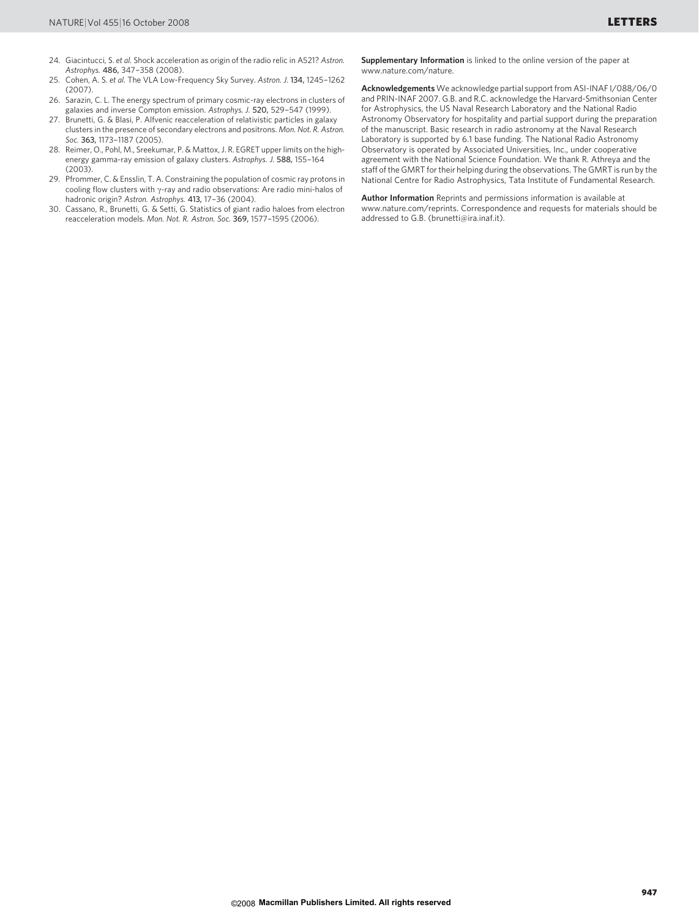24. Giacintucci, S. *et al.* Shock acceleration as origin of the radio relic in A521? *Astron. Astrophys.* **486,** 347–358 (2008).
25. Cohen, A. S. *et al.* The VLA Low-Frequency Sky Survey. *Astron. J.* **134,** 1245–1262 (2007).
26. Sarazin, C. L. The energy spectrum of primary cosmic-ray electrons in clusters of galaxies and inverse Compton emission. *Astrophys. J.* **520,** 529–547 (1999).
27. Brunetti, G. & Blasi, P. Alfvenic reacceleration of relativistic particles in galaxy clusters in the presence of secondary electrons and positrons. *Mon. Not. R. Astron. Soc.* **363,** 1173–1187 (2005).
28. Reimer, O., Pohl, M., Sreekumar, P. & Mattox, J. R. EGRET upper limits on the high-energy gamma-ray emission of galaxy clusters. *Astrophys. J.* **588,** 155–164 (2003).
29. Pfrommer, C. & Ensslin, T. A. Constraining the population of cosmic ray protons in cooling flow clusters with $\gamma$-ray and radio observations: Are radio mini-halos of hadronic origin? *Astron. Astrophys.* **413,** 17–36 (2004).
30. Cassano, R., Brunetti, G. & Setti, G. Statistics of giant radio haloes from electron reacceleration models. *Mon. Not. R. Astron. Soc.* **369,** 1577–1595 (2006).

**Supplementary Information** is linked to the online version of the paper at www.nature.com/nature.

**Acknowledgements** We acknowledge partial support from ASI-INAF I/088/06/0 and PRIN-INAF 2007. G.B. and R.C. acknowledge the Harvard-Smithsonian Center for Astrophysics, the US Naval Research Laboratory and the National Radio Astronomy Observatory for hospitality and partial support during the preparation of the manuscript. Basic research in radio astronomy at the Naval Research Laboratory is supported by 6.1 base funding. The National Radio Astronomy Observatory is operated by Associated Universities, Inc., under cooperative agreement with the National Science Foundation. We thank R. Athreya and the staff of the GMRT for their helping during the observations. The GMRT is run by the National Centre for Radio Astrophysics, Tata Institute of Fundamental Research.

**Author Information** Reprints and permissions information is available at www.nature.com/reprints. Correspondence and requests for materials should be addressed to G.B. (brunetti@ira.inaf.it).